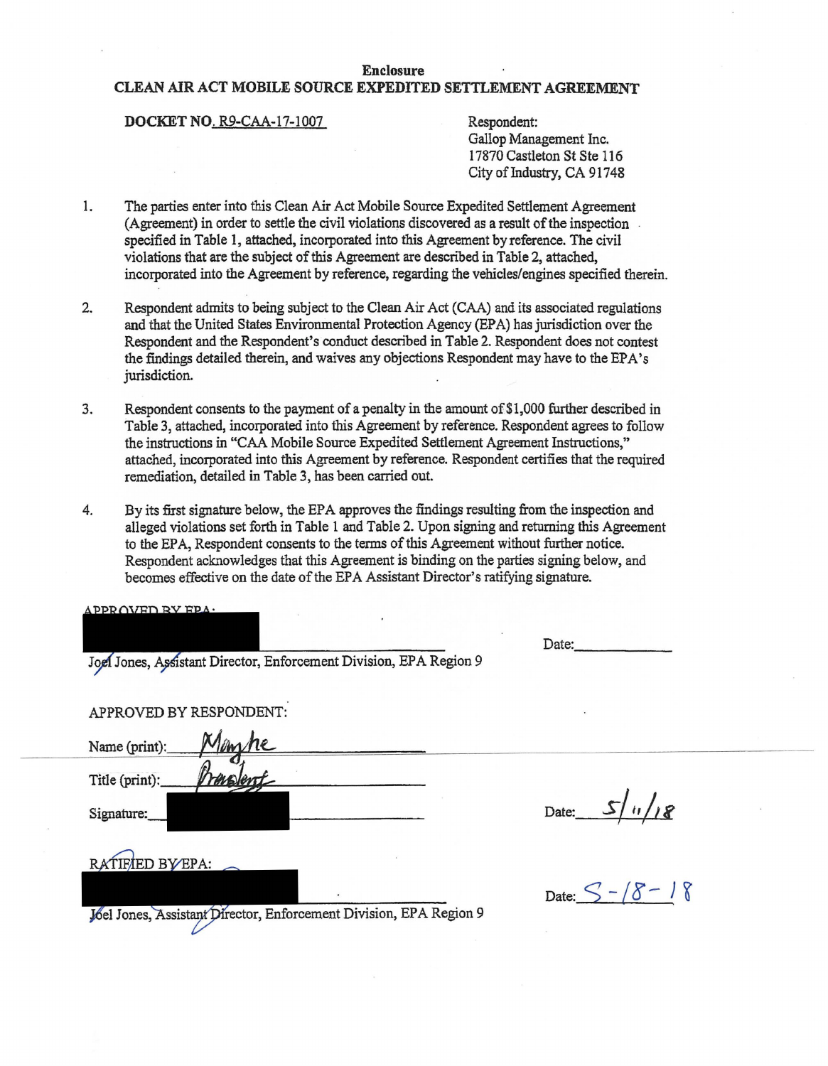**Enclosure**

**CLEAN AIR ACT MOBILE SOURCE EXPEDITED SETTLEMENT AGREEMENT**

**DOCKET NO. R9-CAA-17-1007**

Respondent:
Gallop Management Inc.
17870 Castleton St Ste 116
City of Industry, CA 91748

1. The parties enter into this Clean Air Act Mobile Source Expedited Settlement Agreement (Agreement) in order to settle the civil violations discovered as a result of the inspection specified in Table 1, attached, incorporated into this Agreement by reference. The civil violations that are the subject of this Agreement are described in Table 2, attached, incorporated into the Agreement by reference, regarding the vehicles/engines specified therein.

2. Respondent admits to being subject to the Clean Air Act (CAA) and its associated regulations and that the United States Environmental Protection Agency (EPA) has jurisdiction over the Respondent and the Respondent's conduct described in Table 2. Respondent does not contest the findings detailed therein, and waives any objections Respondent may have to the EPA's jurisdiction.

3. Respondent consents to the payment of a penalty in the amount of $1,000 further described in Table 3, attached, incorporated into this Agreement by reference. Respondent agrees to follow the instructions in "CAA Mobile Source Expedited Settlement Agreement Instructions," attached, incorporated into this Agreement by reference. Respondent certifies that the required remediation, detailed in Table 3, has been carried out.

4. By its first signature below, the EPA approves the findings resulting from the inspection and alleged violations set forth in Table 1 and Table 2. Upon signing and returning this Agreement to the EPA, Respondent consents to the terms of this Agreement without further notice. Respondent acknowledges that this Agreement is binding on the parties signing below, and becomes effective on the date of the EPA Assistant Director's ratifying signature.

APPROVED BY EPA:

______________________________ Date: ____________

Joel Jones, Assistant Director, Enforcement Division, EPA Region 9

APPROVED BY RESPONDENT:

Name (print): Manhe

Title (print): President

Signature: ______________________________ Date: 5/11/18

RATIFIED BY EPA:

______________________________ Date: 5-18-18

Joel Jones, Assistant Director, Enforcement Division, EPA Region 9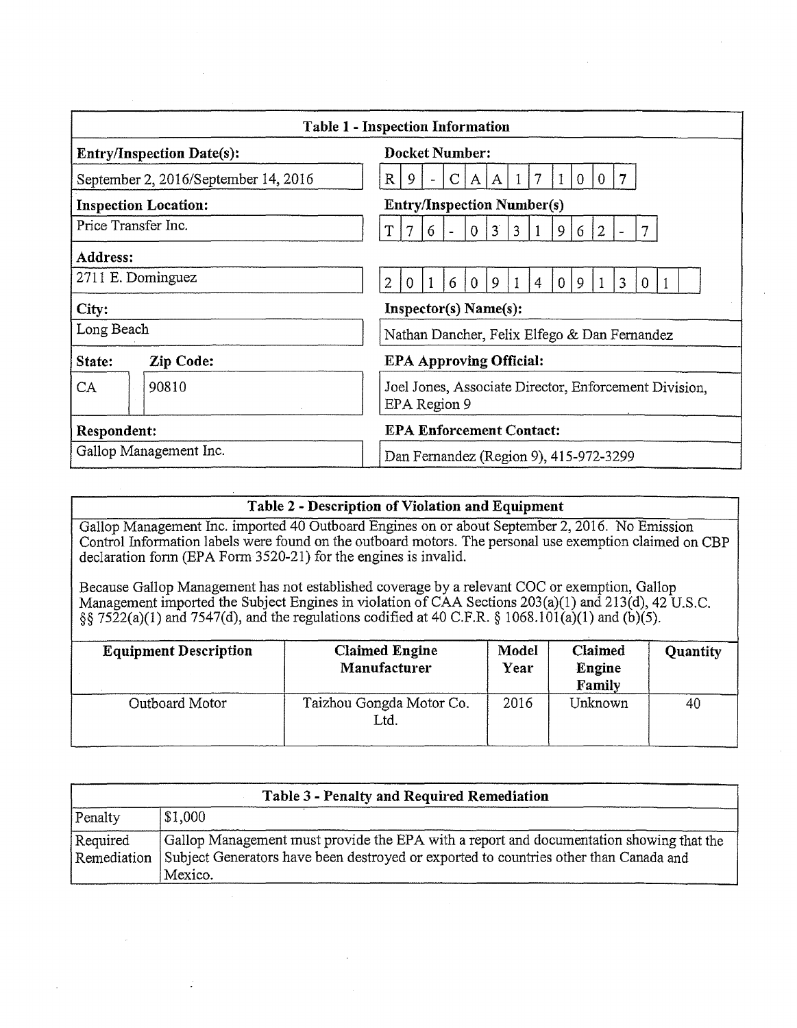| Table 1 - Inspection Information | |
|---|---|
| **Entry/Inspection Date(s):** | **Docket Number:** |
| September 2, 2016/September 14, 2016 | R9-CAA17 1007 |
| **Inspection Location:** | **Entry/Inspection Number(s)** |
| Price Transfer Inc. | T76-0331962-7 |
| **Address:** | |
| 2711 E. Dominguez | 20160914091301 |
| **City:** | **Inspector(s) Name(s):** |
| Long Beach | Nathan Dancher, Felix Elfego & Dan Fernandez |
| **State:** CA **Zip Code:** 90810 | **EPA Approving Official:** Joel Jones, Associate Director, Enforcement Division, EPA Region 9 |
| **Respondent:** | **EPA Enforcement Contact:** |
| Gallop Management Inc. | Dan Fernandez (Region 9), 415-972-3299 |

**Table 2 - Description of Violation and Equipment**

Gallop Management Inc. imported 40 Outboard Engines on or about September 2, 2016. No Emission Control Information labels were found on the outboard motors. The personal use exemption claimed on CBP declaration form (EPA Form 3520-21) for the engines is invalid.

Because Gallop Management has not established coverage by a relevant COC or exemption, Gallop Management imported the Subject Engines in violation of CAA Sections 203(a)(1) and 213(d), 42 U.S.C. §§ 7522(a)(1) and 7547(d), and the regulations codified at 40 C.F.R. § 1068.101(a)(1) and (b)(5).

| Equipment Description | Claimed Engine Manufacturer | Model Year | Claimed Engine Family | Quantity |
|---|---|---|---|---|
| Outboard Motor | Taizhou Gongda Motor Co. Ltd. | 2016 | Unknown | 40 |

| Table 3 - Penalty and Required Remediation | |
|---|---|
| Penalty | $1,000 |
| Required Remediation | Gallop Management must provide the EPA with a report and documentation showing that the Subject Generators have been destroyed or exported to countries other than Canada and Mexico. |